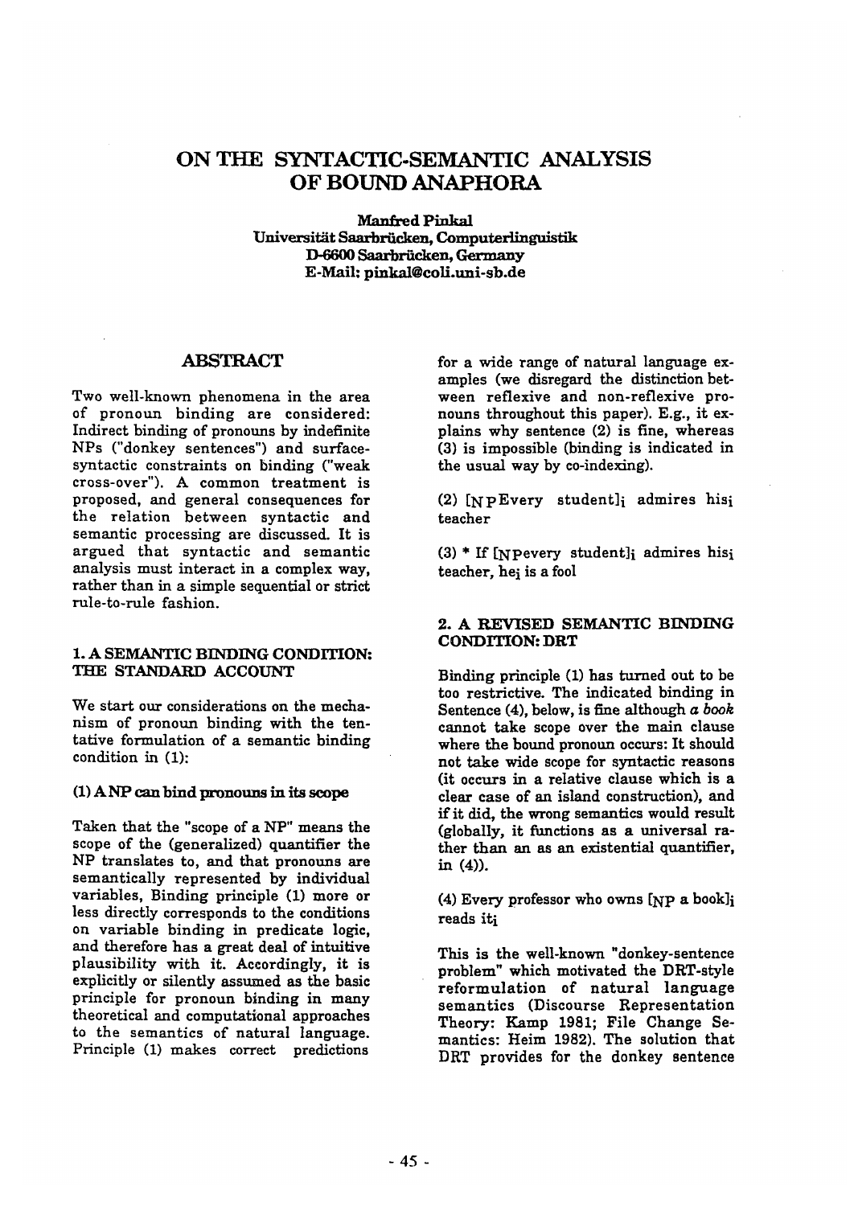# ON THE SYNTACTIC-SEMANTIC ANALYSIS OF BOUND ANAPHORA

**Manfred Pinkal**
**Universität Saarbrücken, Computerlinguistik**
**D-6600 Saarbrücken, Germany**
**E-Mail: pinkal@coli.uni-sb.de**

## ABSTRACT

Two well-known phenomena in the area of pronoun binding are considered: Indirect binding of pronouns by indefinite NPs ("donkey sentences") and surface-syntactic constraints on binding ("weak cross-over"). A common treatment is proposed, and general consequences for the relation between syntactic and semantic processing are discussed. It is argued that syntactic and semantic analysis must interact in a complex way, rather than in a simple sequential or strict rule-to-rule fashion.

## 1. A SEMANTIC BINDING CONDITION: THE STANDARD ACCOUNT

We start our considerations on the mechanism of pronoun binding with the tentative formulation of a semantic binding condition in (1):

**(1) A NP can bind pronouns in its scope**

Taken that the "scope of a NP" means the scope of the (generalized) quantifier the NP translates to, and that pronouns are semantically represented by individual variables, Binding principle (1) more or less directly corresponds to the conditions on variable binding in predicate logic, and therefore has a great deal of intuitive plausibility with it. Accordingly, it is explicitly or silently assumed as the basic principle for pronoun binding in many theoretical and computational approaches to the semantics of natural language. Principle (1) makes correct predictions for a wide range of natural language examples (we disregard the distinction between reflexive and non-reflexive pronouns throughout this paper). E.g., it explains why sentence (2) is fine, whereas (3) is impossible (binding is indicated in the usual way by co-indexing).

(2) $[_{NP}$Every student$]_i$ admires his$_i$ teacher

(3) * If $[_{NP}$every student$]_i$ admires his$_i$ teacher, he$_i$ is a fool

## 2. A REVISED SEMANTIC BINDING CONDITION: DRT

Binding principle (1) has turned out to be too restrictive. The indicated binding in Sentence (4), below, is fine although *a book* cannot take scope over the main clause where the bound pronoun occurs: It should not take wide scope for syntactic reasons (it occurs in a relative clause which is a clear case of an island construction), and if it did, the wrong semantics would result (globally, it functions as a universal rather than an as an existential quantifier, in (4)).

(4) Every professor who owns $[_{NP}$ a book$]_i$ reads it$_i$

This is the well-known "donkey-sentence problem" which motivated the DRT-style reformulation of natural language semantics (Discourse Representation Theory: Kamp 1981; File Change Semantics: Heim 1982). The solution that DRT provides for the donkey sentence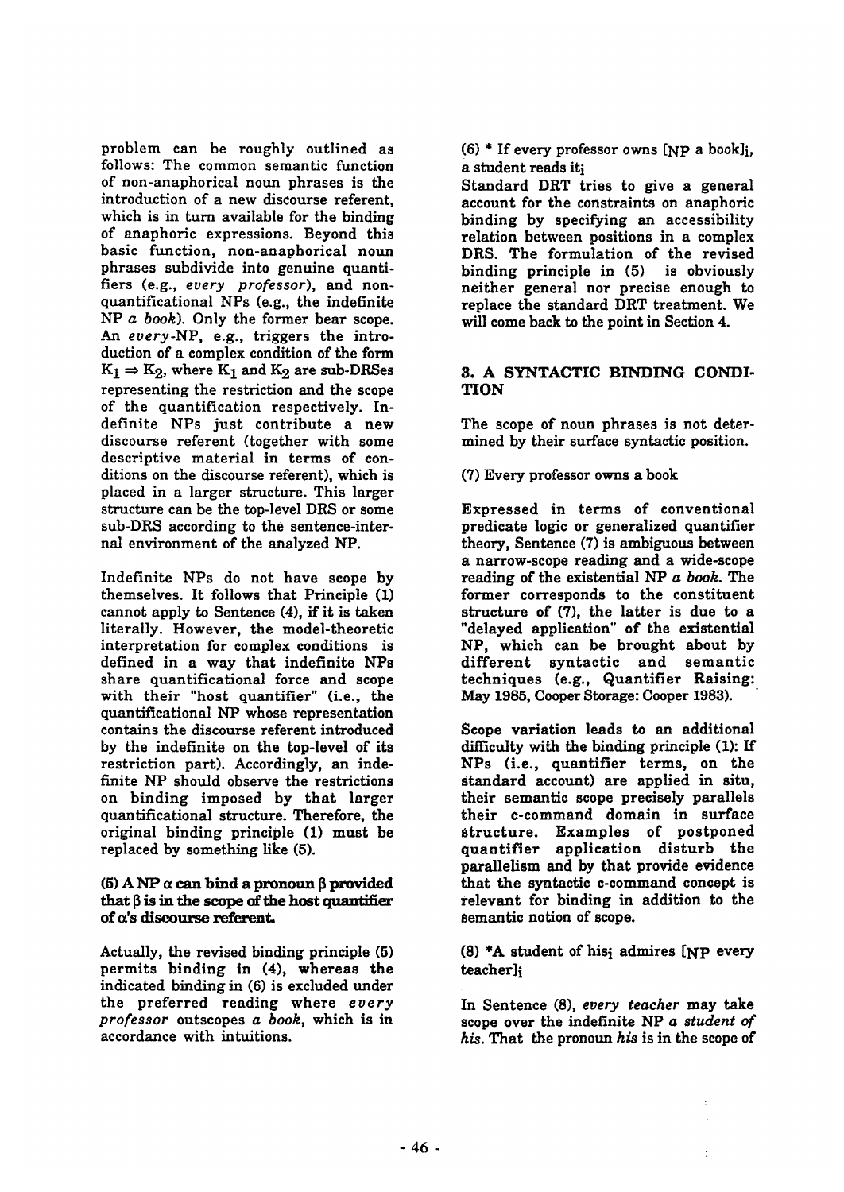problem can be roughly outlined as follows: The common semantic function of non-anaphorical noun phrases is the introduction of a new discourse referent, which is in turn available for the binding of anaphoric expressions. Beyond this basic function, non-anaphorical noun phrases subdivide into genuine quantifiers (e.g., *every professor*), and non-quantificational NPs (e.g., the indefinite NP *a book*). Only the former bear scope. An *every*-NP, e.g., triggers the introduction of a complex condition of the form $K_1 \Rightarrow K_2$, where $K_1$ and $K_2$ are sub-DRSes representing the restriction and the scope of the quantification respectively. Indefinite NPs just contribute a new discourse referent (together with some descriptive material in terms of conditions on the discourse referent), which is placed in a larger structure. This larger structure can be the top-level DRS or some sub-DRS according to the sentence-internal environment of the analyzed NP.

Indefinite NPs do not have scope by themselves. It follows that Principle (1) cannot apply to Sentence (4), if it is taken literally. However, the model-theoretic interpretation for complex conditions is defined in a way that indefinite NPs share quantificational force and scope with their "host quantifier" (i.e., the quantificational NP whose representation contains the discourse referent introduced by the indefinite on the top-level of its restriction part). Accordingly, an indefinite NP should observe the restrictions on binding imposed by that larger quantificational structure. Therefore, the original binding principle (1) must be replaced by something like (5).

**(5) A NP $\alpha$ can bind a pronoun $\beta$ provided that $\beta$ is in the scope of the host quantifier of $\alpha$'s discourse referent.**

Actually, the revised binding principle (5) permits binding in (4), whereas the indicated binding in (6) is excluded under the preferred reading where *every professor* outscopes *a book*, which is in accordance with intuitions.

(6) * If every professor owns [$_{NP}$ a book]$_i$, a student reads it$_i$

Standard DRT tries to give a general account for the constraints on anaphoric binding by specifying an accessibility relation between positions in a complex DRS. The formulation of the revised binding principle in (5) is obviously neither general nor precise enough to replace the standard DRT treatment. We will come back to the point in Section 4.

## 3. A SYNTACTIC BINDING CONDITION

The scope of noun phrases is not determined by their surface syntactic position.

(7) Every professor owns a book

Expressed in terms of conventional predicate logic or generalized quantifier theory, Sentence (7) is ambiguous between a narrow-scope reading and a wide-scope reading of the existential NP *a book*. The former corresponds to the constituent structure of (7), the latter is due to a "delayed application" of the existential NP, which can be brought about by different syntactic and semantic techniques (e.g., Quantifier Raising: May 1985, Cooper Storage: Cooper 1983).

Scope variation leads to an additional difficulty with the binding principle (1): If NPs (i.e., quantifier terms, on the standard account) are applied in situ, their semantic scope precisely parallels their c-command domain in surface structure. Examples of postponed quantifier application disturb the parallelism and by that provide evidence that the syntactic c-command concept is relevant for binding in addition to the semantic notion of scope.

(8) *A student of his$_i$ admires [$_{NP}$ every teacher]$_i$

In Sentence (8), *every teacher* may take scope over the indefinite NP *a student of his*. That the pronoun *his* is in the scope of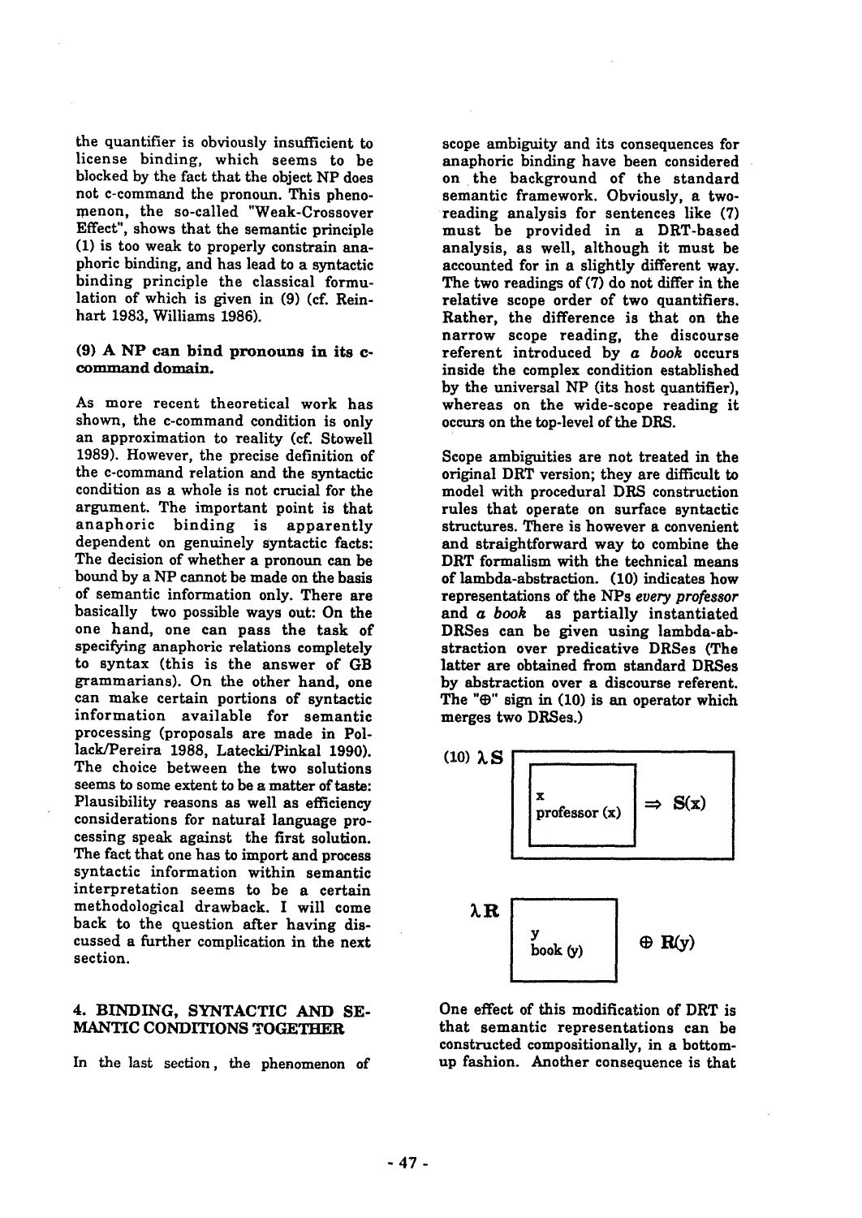the quantifier is obviously insufficient to license binding, which seems to be blocked by the fact that the object NP does not c-command the pronoun. This phenomenon, the so-called "Weak-Crossover Effect", shows that the semantic principle (1) is too weak to properly constrain anaphoric binding, and has lead to a syntactic binding principle the classical formulation of which is given in (9) (cf. Reinhart 1983, Williams 1986).

**(9) A NP can bind pronouns in its c-command domain.**

As more recent theoretical work has shown, the c-command condition is only an approximation to reality (cf. Stowell 1989). However, the precise definition of the c-command relation and the syntactic condition as a whole is not crucial for the argument. The important point is that anaphoric binding is apparently dependent on genuinely syntactic facts: The decision of whether a pronoun can be bound by a NP cannot be made on the basis of semantic information only. There are basically two possible ways out: On the one hand, one can pass the task of specifying anaphoric relations completely to syntax (this is the answer of GB grammarians). On the other hand, one can make certain portions of syntactic information available for semantic processing (proposals are made in Pollack/Pereira 1988, Latecki/Pinkal 1990). The choice between the two solutions seems to some extent to be a matter of taste: Plausibility reasons as well as efficiency considerations for natural language processing speak against the first solution. The fact that one has to import and process syntactic information within semantic interpretation seems to be a certain methodological drawback. I will come back to the question after having discussed a further complication in the next section.

## 4. BINDING, SYNTACTIC AND SEMANTIC CONDITIONS TOGETHER

In the last section, the phenomenon of scope ambiguity and its consequences for anaphoric binding have been considered on the background of the standard semantic framework. Obviously, a two-reading analysis for sentences like (7) must be provided in a DRT-based analysis, as well, although it must be accounted for in a slightly different way. The two readings of (7) do not differ in the relative scope order of two quantifiers. Rather, the difference is that on the narrow scope reading, the discourse referent introduced by *a book* occurs inside the complex condition established by the universal NP (its host quantifier), whereas on the wide-scope reading it occurs on the top-level of the DRS.

Scope ambiguities are not treated in the original DRT version; they are difficult to model with procedural DRS construction rules that operate on surface syntactic structures. There is however a convenient and straightforward way to combine the DRT formalism with the technical means of lambda-abstraction. (10) indicates how representations of the NPs *every professor* and *a book* as partially instantiated DRSes can be given using lambda-abstraction over predicative DRSes (The latter are obtained from standard DRSes by abstraction over a discourse referent. The "⊕" sign in (10) is an operator which merges two DRSes.)

(10) $\lambda S$ [ [ x | professor (x) ] $\Rightarrow$ S(x) ]

$\lambda R$ [ y | book (y) ] $\oplus$ R(y)

One effect of this modification of DRT is that semantic representations can be constructed compositionally, in a bottom-up fashion. Another consequence is that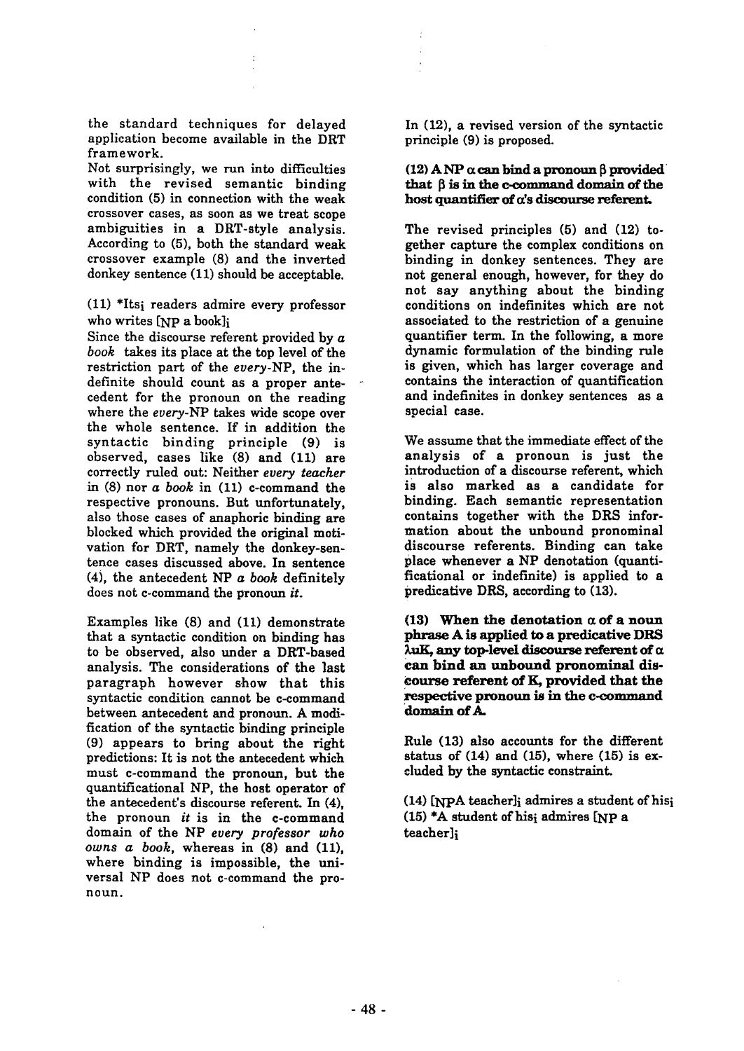the standard techniques for delayed application become available in the DRT framework.

Not surprisingly, we run into difficulties with the revised semantic binding condition (5) in connection with the weak crossover cases, as soon as we treat scope ambiguities in a DRT-style analysis. According to (5), both the standard weak crossover example (8) and the inverted donkey sentence (11) should be acceptable.

(11) *Its$_i$ readers admire every professor who writes [$_{NP}$ a book]$_i$

Since the discourse referent provided by *a book* takes its place at the top level of the restriction part of the *every*-NP, the indefinite should count as a proper antecedent for the pronoun on the reading where the *every*-NP takes wide scope over the whole sentence. If in addition the syntactic binding principle (9) is observed, cases like (8) and (11) are correctly ruled out: Neither *every teacher* in (8) nor *a book* in (11) c-command the respective pronouns. But unfortunately, also those cases of anaphoric binding are blocked which provided the original motivation for DRT, namely the donkey-sentence cases discussed above. In sentence (4), the antecedent NP *a book* definitely does not c-command the pronoun *it*.

Examples like (8) and (11) demonstrate that a syntactic condition on binding has to be observed, also under a DRT-based analysis. The considerations of the last paragraph however show that this syntactic condition cannot be c-command between antecedent and pronoun. A modification of the syntactic binding principle (9) appears to bring about the right predictions: It is not the antecedent which must c-command the pronoun, but the quantificational NP, the host operator of the antecedent's discourse referent. In (4), the pronoun *it* is in the c-command domain of the NP *every professor who owns a book*, whereas in (8) and (11), where binding is impossible, the universal NP does not c-command the pronoun.

In (12), a revised version of the syntactic principle (9) is proposed.

**(12) A NP $\alpha$ can bind a pronoun $\beta$ provided that $\beta$ is in the c-command domain of the host quantifier of $\alpha$'s discourse referent.**

The revised principles (5) and (12) together capture the complex conditions on binding in donkey sentences. They are not general enough, however, for they do not say anything about the binding conditions on indefinites which are not associated to the restriction of a genuine quantifier term. In the following, a more dynamic formulation of the binding rule is given, which has larger coverage and contains the interaction of quantification and indefinites in donkey sentences as a special case.

We assume that the immediate effect of the analysis of a pronoun is just the introduction of a discourse referent, which is also marked as a candidate for binding. Each semantic representation contains together with the DRS information about the unbound pronominal discourse referents. Binding can take place whenever a NP denotation (quantificational or indefinite) is applied to a predicative DRS, according to (13).

**(13) When the denotation $\alpha$ of a noun phrase A is applied to a predicative DRS $\lambda u K$, any top-level discourse referent of $\alpha$ can bind an unbound pronominal discourse referent of K, provided that the respective pronoun is in the c-command domain of A.**

Rule (13) also accounts for the different status of (14) and (15), where (15) is excluded by the syntactic constraint.

(14) [$_{NP}$A teacher]$_i$ admires a student of his$_i$

(15) *A student of his$_i$ admires [$_{NP}$ a teacher]$_i$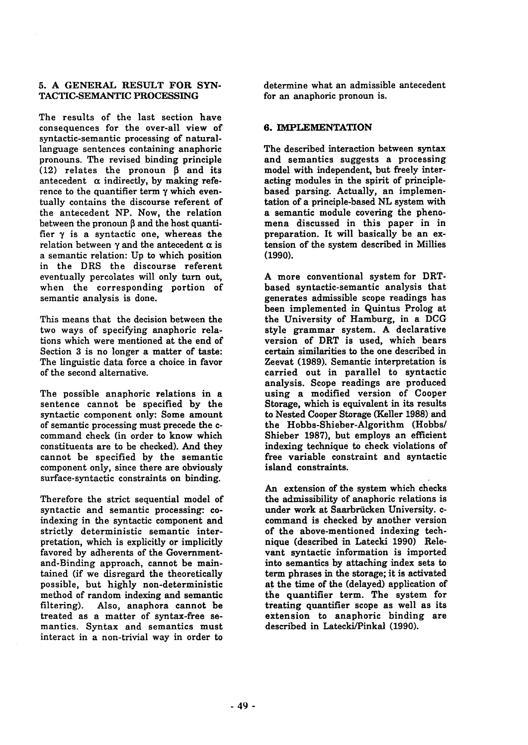## 5. A GENERAL RESULT FOR SYNTACTIC-SEMANTIC PROCESSING

The results of the last section have consequences for the over-all view of syntactic-semantic processing of natural-language sentences containing anaphoric pronouns. The revised binding principle (12) relates the pronoun $\beta$ and its antecedent $\alpha$ indirectly, by making reference to the quantifier term $\gamma$ which eventually contains the discourse referent of the antecedent NP. Now, the relation between the pronoun $\beta$ and the host quantifier $\gamma$ is a syntactic one, whereas the relation between $\gamma$ and the antecedent $\alpha$ is a semantic relation: Up to which position in the DRS the discourse referent eventually percolates will only turn out, when the corresponding portion of semantic analysis is done.

This means that the decision between the two ways of specifying anaphoric relations which were mentioned at the end of Section 3 is no longer a matter of taste: The linguistic data force a choice in favor of the second alternative.

The possible anaphoric relations in a sentence cannot be specified by the syntactic component only: Some amount of semantic processing must precede the c-command check (in order to know which constituents are to be checked). And they cannot be specified by the semantic component only, since there are obviously surface-syntactic constraints on binding.

Therefore the strict sequential model of syntactic and semantic processing: co-indexing in the syntactic component and strictly deterministic semantic interpretation, which is explicitly or implicitly favored by adherents of the Government-and-Binding approach, cannot be maintained (if we disregard the theoretically possible, but highly non-deterministic method of random indexing and semantic filtering). Also, anaphora cannot be treated as a matter of syntax-free semantics. Syntax and semantics must interact in a non-trivial way in order to determine what an admissible antecedent for an anaphoric pronoun is.

## 6. IMPLEMENTATION

The described interaction between syntax and semantics suggests a processing model with independent, but freely interacting modules in the spirit of principle-based parsing. Actually, an implementation of a principle-based NL system with a semantic module covering the phenomena discussed in this paper in in preparation. It will basically be an extension of the system described in Millies (1990).

A more conventional system for DRT-based syntactic-semantic analysis that generates admissible scope readings has been implemented in Quintus Prolog at the University of Hamburg, in a DCG style grammar system. A declarative version of DRT is used, which bears certain similarities to the one described in Zeevat (1989). Semantic interpretation is carried out in parallel to syntactic analysis. Scope readings are produced using a modified version of Cooper Storage, which is equivalent in its results to Nested Cooper Storage (Keller 1988) and the Hobbs-Shieber-Algorithm (Hobbs/Shieber 1987), but employs an efficient indexing technique to check violations of free variable constraint and syntactic island constraints.

An extension of the system which checks the admissibility of anaphoric relations is under work at Saarbrücken University. c-command is checked by another version of the above-mentioned indexing technique (described in Latecki 1990) Relevant syntactic information is imported into semantics by attaching index sets to term phrases in the storage; it is activated at the time of the (delayed) application of the quantifier term. The system for treating quantifier scope as well as its extension to anaphoric binding are described in Latecki/Pinkal (1990).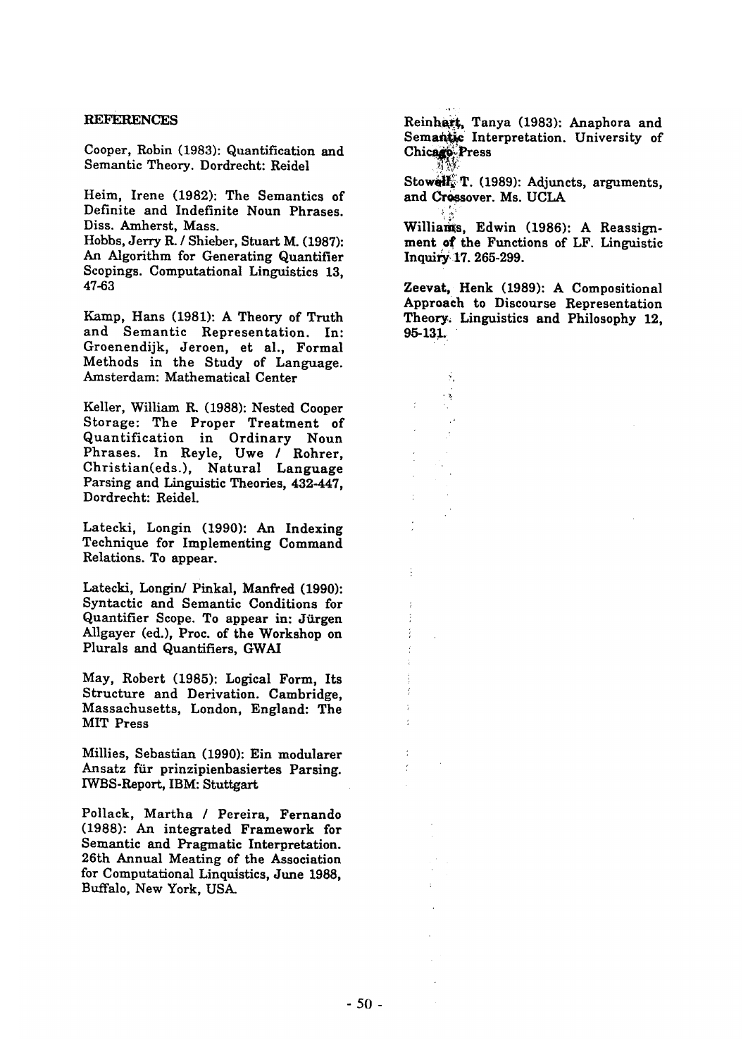## REFERENCES

Cooper, Robin (1983): Quantification and Semantic Theory. Dordrecht: Reidel

Heim, Irene (1982): The Semantics of Definite and Indefinite Noun Phrases. Diss. Amherst, Mass.

Hobbs, Jerry R. / Shieber, Stuart M. (1987): An Algorithm for Generating Quantifier Scopings. Computational Linguistics 13, 47-63

Kamp, Hans (1981): A Theory of Truth and Semantic Representation. In: Groenendijk, Jeroen, et al., Formal Methods in the Study of Language. Amsterdam: Mathematical Center

Keller, William R. (1988): Nested Cooper Storage: The Proper Treatment of Quantification in Ordinary Noun Phrases. In Reyle, Uwe / Rohrer, Christian(eds.), Natural Language Parsing and Linguistic Theories, 432-447, Dordrecht: Reidel.

Latecki, Longin (1990): An Indexing Technique for Implementing Command Relations. To appear.

Latecki, Longin/ Pinkal, Manfred (1990): Syntactic and Semantic Conditions for Quantifier Scope. To appear in: Jürgen Allgayer (ed.), Proc. of the Workshop on Plurals and Quantifiers, GWAI

May, Robert (1985): Logical Form, Its Structure and Derivation. Cambridge, Massachusetts, London, England: The MIT Press

Millies, Sebastian (1990): Ein modularer Ansatz für prinzipienbasiertes Parsing. IWBS-Report, IBM: Stuttgart

Pollack, Martha / Pereira, Fernando (1988): An integrated Framework for Semantic and Pragmatic Interpretation. 26th Annual Meating of the Association for Computational Linquistics, June 1988, Buffalo, New York, USA.

Reinhart, Tanya (1983): Anaphora and Semantic Interpretation. University of Chicago Press

Stowell, T. (1989): Adjuncts, arguments, and Crossover. Ms. UCLA

Williams, Edwin (1986): A Reassignment of the Functions of LF. Linguistic Inquiry 17. 265-299.

Zeevat, Henk (1989): A Compositional Approach to Discourse Representation Theory. Linguistics and Philosophy 12, 95-131.